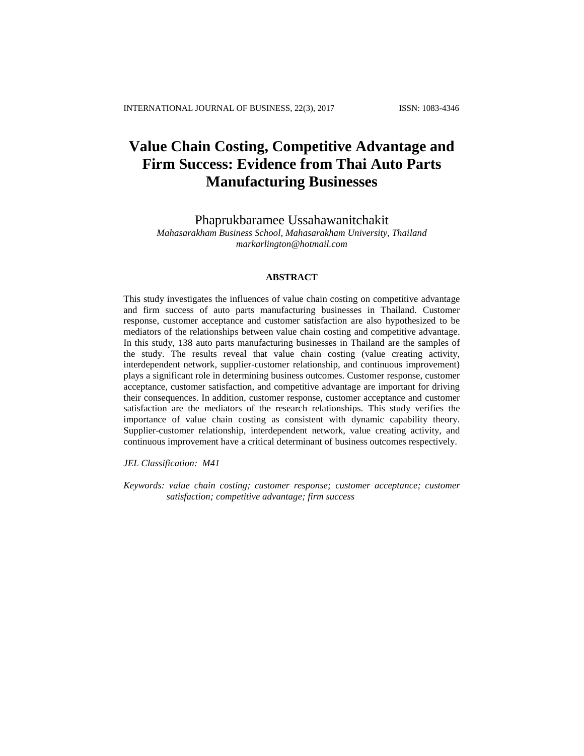# Value Chain Costing, Competitive Advantage and Firm Success: Evidence from Thai Auto Parts Manufacturing Businesses

Phaprukbaramee Ussahawanitchakit

*Mahasarakham Business School, Mahasarakham University, Thailand*
*markarlington@hotmail.com*

## ABSTRACT

This study investigates the influences of value chain costing on competitive advantage and firm success of auto parts manufacturing businesses in Thailand. Customer response, customer acceptance and customer satisfaction are also hypothesized to be mediators of the relationships between value chain costing and competitive advantage. In this study, 138 auto parts manufacturing businesses in Thailand are the samples of the study. The results reveal that value chain costing (value creating activity, interdependent network, supplier-customer relationship, and continuous improvement) plays a significant role in determining business outcomes. Customer response, customer acceptance, customer satisfaction, and competitive advantage are important for driving their consequences. In addition, customer response, customer acceptance and customer satisfaction are the mediators of the research relationships. This study verifies the importance of value chain costing as consistent with dynamic capability theory. Supplier-customer relationship, interdependent network, value creating activity, and continuous improvement have a critical determinant of business outcomes respectively.

*JEL Classification: M41*

*Keywords: value chain costing; customer response; customer acceptance; customer satisfaction; competitive advantage; firm success*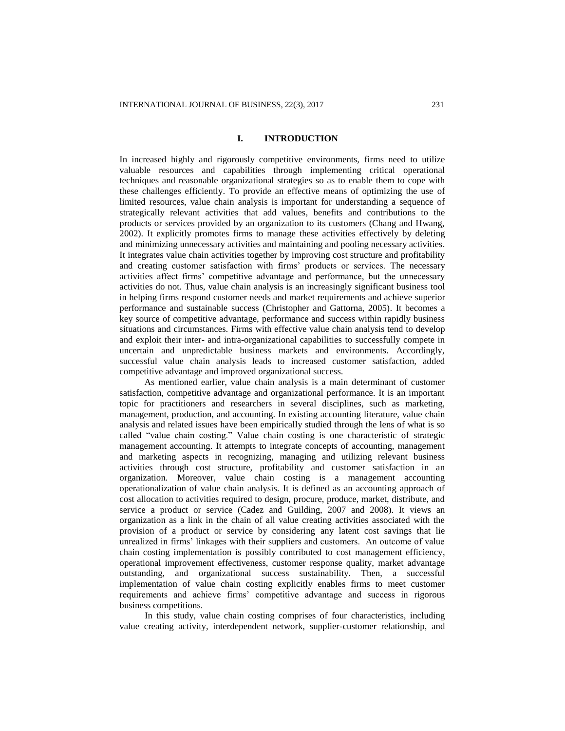## I. INTRODUCTION

In increased highly and rigorously competitive environments, firms need to utilize valuable resources and capabilities through implementing critical operational techniques and reasonable organizational strategies so as to enable them to cope with these challenges efficiently. To provide an effective means of optimizing the use of limited resources, value chain analysis is important for understanding a sequence of strategically relevant activities that add values, benefits and contributions to the products or services provided by an organization to its customers (Chang and Hwang, 2002). It explicitly promotes firms to manage these activities effectively by deleting and minimizing unnecessary activities and maintaining and pooling necessary activities. It integrates value chain activities together by improving cost structure and profitability and creating customer satisfaction with firms' products or services. The necessary activities affect firms' competitive advantage and performance, but the unnecessary activities do not. Thus, value chain analysis is an increasingly significant business tool in helping firms respond customer needs and market requirements and achieve superior performance and sustainable success (Christopher and Gattorna, 2005). It becomes a key source of competitive advantage, performance and success within rapidly business situations and circumstances. Firms with effective value chain analysis tend to develop and exploit their inter- and intra-organizational capabilities to successfully compete in uncertain and unpredictable business markets and environments. Accordingly, successful value chain analysis leads to increased customer satisfaction, added competitive advantage and improved organizational success.

As mentioned earlier, value chain analysis is a main determinant of customer satisfaction, competitive advantage and organizational performance. It is an important topic for practitioners and researchers in several disciplines, such as marketing, management, production, and accounting. In existing accounting literature, value chain analysis and related issues have been empirically studied through the lens of what is so called "value chain costing." Value chain costing is one characteristic of strategic management accounting. It attempts to integrate concepts of accounting, management and marketing aspects in recognizing, managing and utilizing relevant business activities through cost structure, profitability and customer satisfaction in an organization. Moreover, value chain costing is a management accounting operationalization of value chain analysis. It is defined as an accounting approach of cost allocation to activities required to design, procure, produce, market, distribute, and service a product or service (Cadez and Guilding, 2007 and 2008). It views an organization as a link in the chain of all value creating activities associated with the provision of a product or service by considering any latent cost savings that lie unrealized in firms' linkages with their suppliers and customers. An outcome of value chain costing implementation is possibly contributed to cost management efficiency, operational improvement effectiveness, customer response quality, market advantage outstanding, and organizational success sustainability. Then, a successful implementation of value chain costing explicitly enables firms to meet customer requirements and achieve firms' competitive advantage and success in rigorous business competitions.

In this study, value chain costing comprises of four characteristics, including value creating activity, interdependent network, supplier-customer relationship, and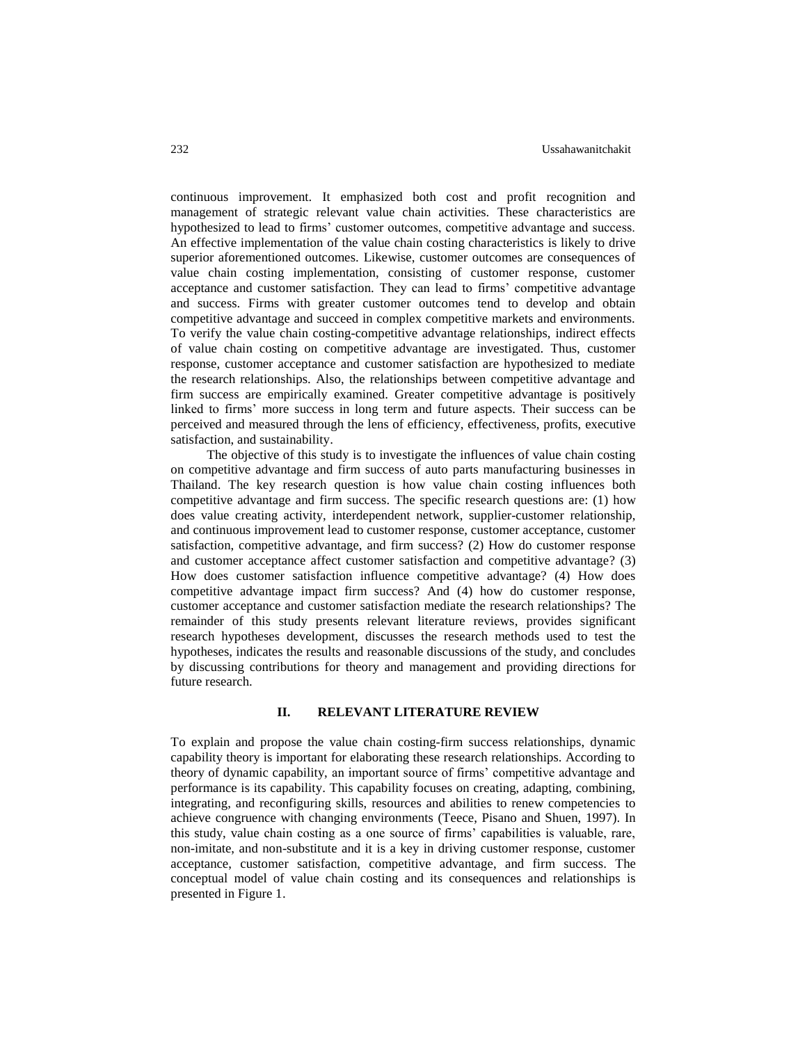continuous improvement. It emphasized both cost and profit recognition and management of strategic relevant value chain activities. These characteristics are hypothesized to lead to firms' customer outcomes, competitive advantage and success. An effective implementation of the value chain costing characteristics is likely to drive superior aforementioned outcomes. Likewise, customer outcomes are consequences of value chain costing implementation, consisting of customer response, customer acceptance and customer satisfaction. They can lead to firms' competitive advantage and success. Firms with greater customer outcomes tend to develop and obtain competitive advantage and succeed in complex competitive markets and environments. To verify the value chain costing-competitive advantage relationships, indirect effects of value chain costing on competitive advantage are investigated. Thus, customer response, customer acceptance and customer satisfaction are hypothesized to mediate the research relationships. Also, the relationships between competitive advantage and firm success are empirically examined. Greater competitive advantage is positively linked to firms' more success in long term and future aspects. Their success can be perceived and measured through the lens of efficiency, effectiveness, profits, executive satisfaction, and sustainability.

The objective of this study is to investigate the influences of value chain costing on competitive advantage and firm success of auto parts manufacturing businesses in Thailand. The key research question is how value chain costing influences both competitive advantage and firm success. The specific research questions are: (1) how does value creating activity, interdependent network, supplier-customer relationship, and continuous improvement lead to customer response, customer acceptance, customer satisfaction, competitive advantage, and firm success? (2) How do customer response and customer acceptance affect customer satisfaction and competitive advantage? (3) How does customer satisfaction influence competitive advantage? (4) How does competitive advantage impact firm success? And (4) how do customer response, customer acceptance and customer satisfaction mediate the research relationships? The remainder of this study presents relevant literature reviews, provides significant research hypotheses development, discusses the research methods used to test the hypotheses, indicates the results and reasonable discussions of the study, and concludes by discussing contributions for theory and management and providing directions for future research.

## II. RELEVANT LITERATURE REVIEW

To explain and propose the value chain costing-firm success relationships, dynamic capability theory is important for elaborating these research relationships. According to theory of dynamic capability, an important source of firms' competitive advantage and performance is its capability. This capability focuses on creating, adapting, combining, integrating, and reconfiguring skills, resources and abilities to renew competencies to achieve congruence with changing environments (Teece, Pisano and Shuen, 1997). In this study, value chain costing as a one source of firms' capabilities is valuable, rare, non-imitate, and non-substitute and it is a key in driving customer response, customer acceptance, customer satisfaction, competitive advantage, and firm success. The conceptual model of value chain costing and its consequences and relationships is presented in Figure 1.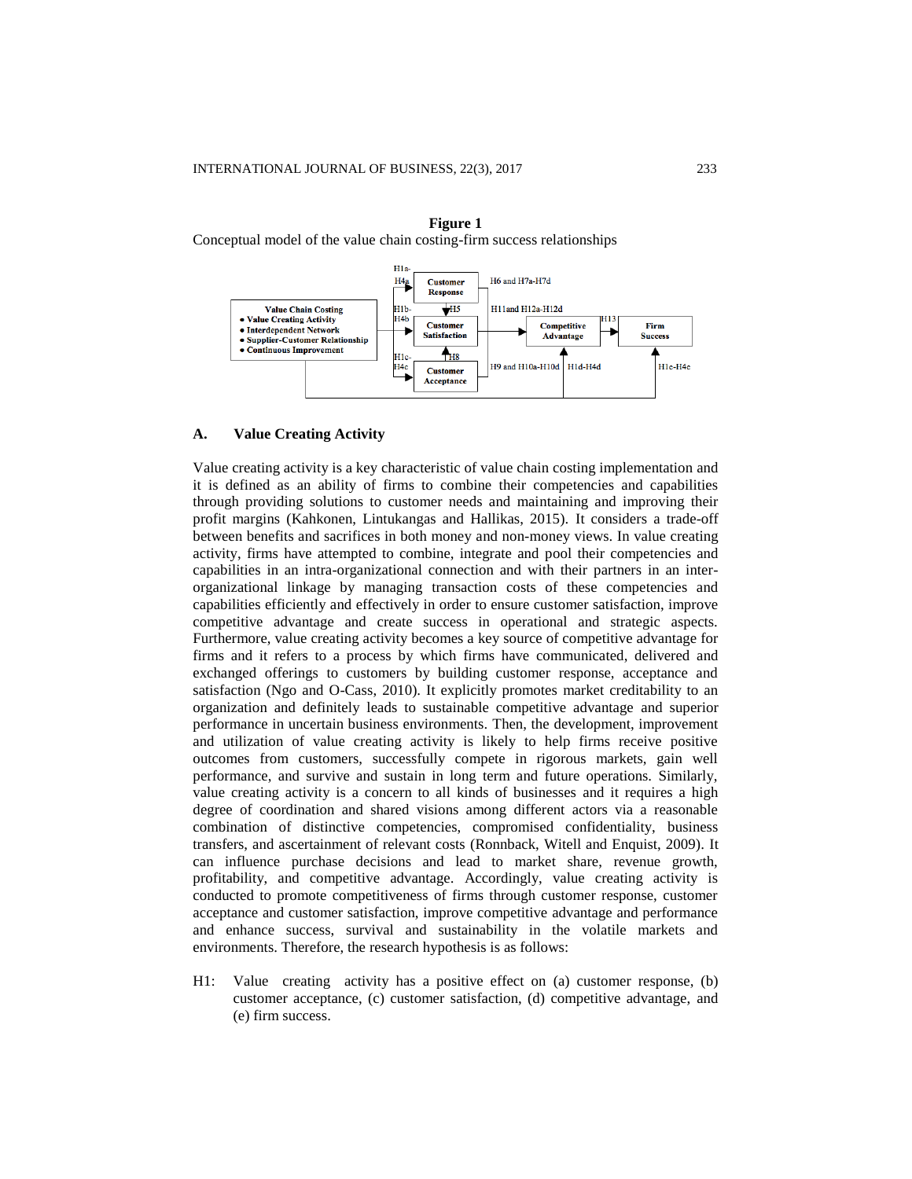**Figure 1**

Conceptual model of the value chain costing-firm success relationships

Value Chain Costing
- Value Creating Activity
- Interdependent Network
- Supplier-Customer Relationship
- Continuous Improvement

H1a-H4a

Customer Response

H6 and H7a-H7d

H1b-H4b

H5

Customer Satisfaction

H11and H12a-H12d

Competitive Advantage

H13

Firm Success

H1c-H4c

H8

Customer Acceptance

H9 and H10a-H10d

H1d-H4d

H1e-H4e

## A. Value Creating Activity

Value creating activity is a key characteristic of value chain costing implementation and it is defined as an ability of firms to combine their competencies and capabilities through providing solutions to customer needs and maintaining and improving their profit margins (Kahkonen, Lintukangas and Hallikas, 2015). It considers a trade-off between benefits and sacrifices in both money and non-money views. In value creating activity, firms have attempted to combine, integrate and pool their competencies and capabilities in an intra-organizational connection and with their partners in an inter-organizational linkage by managing transaction costs of these competencies and capabilities efficiently and effectively in order to ensure customer satisfaction, improve competitive advantage and create success in operational and strategic aspects. Furthermore, value creating activity becomes a key source of competitive advantage for firms and it refers to a process by which firms have communicated, delivered and exchanged offerings to customers by building customer response, acceptance and satisfaction (Ngo and O-Cass, 2010). It explicitly promotes market creditability to an organization and definitely leads to sustainable competitive advantage and superior performance in uncertain business environments. Then, the development, improvement and utilization of value creating activity is likely to help firms receive positive outcomes from customers, successfully compete in rigorous markets, gain well performance, and survive and sustain in long term and future operations. Similarly, value creating activity is a concern to all kinds of businesses and it requires a high degree of coordination and shared visions among different actors via a reasonable combination of distinctive competencies, compromised confidentiality, business transfers, and ascertainment of relevant costs (Ronnback, Witell and Enquist, 2009). It can influence purchase decisions and lead to market share, revenue growth, profitability, and competitive advantage. Accordingly, value creating activity is conducted to promote competitiveness of firms through customer response, customer acceptance and customer satisfaction, improve competitive advantage and performance and enhance success, survival and sustainability in the volatile markets and environments. Therefore, the research hypothesis is as follows:

H1: Value creating activity has a positive effect on (a) customer response, (b) customer acceptance, (c) customer satisfaction, (d) competitive advantage, and (e) firm success.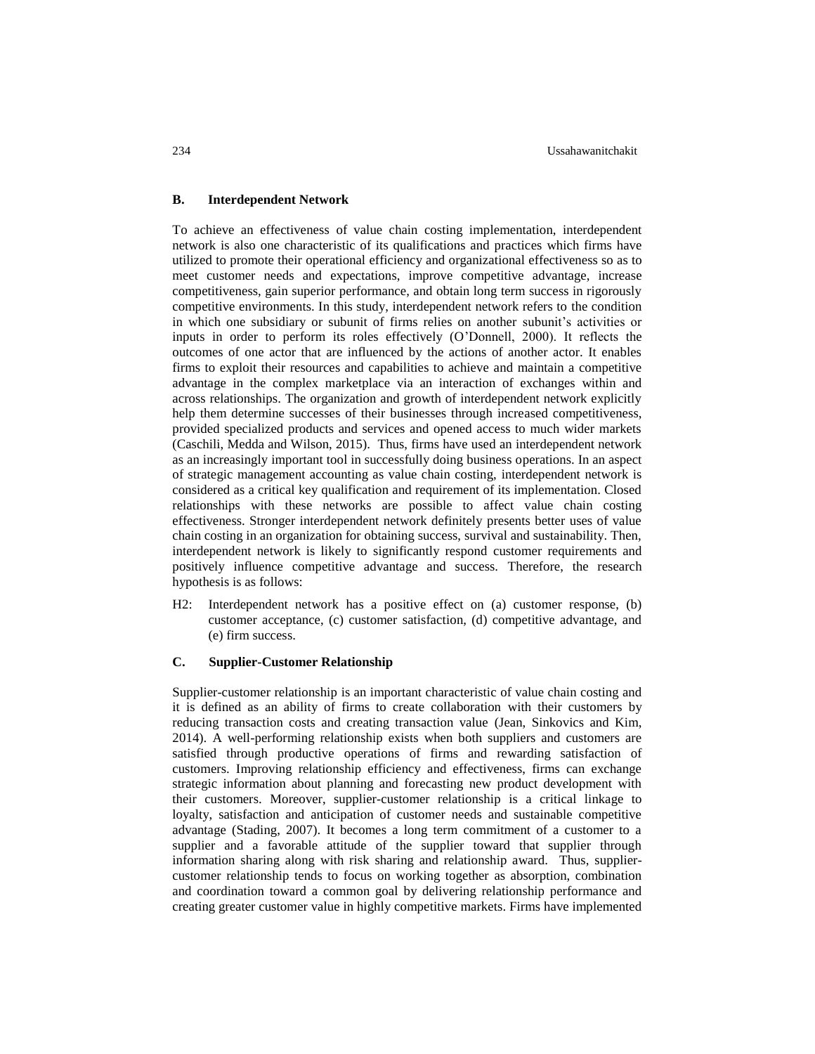### B. Interdependent Network

To achieve an effectiveness of value chain costing implementation, interdependent network is also one characteristic of its qualifications and practices which firms have utilized to promote their operational efficiency and organizational effectiveness so as to meet customer needs and expectations, improve competitive advantage, increase competitiveness, gain superior performance, and obtain long term success in rigorously competitive environments. In this study, interdependent network refers to the condition in which one subsidiary or subunit of firms relies on another subunit's activities or inputs in order to perform its roles effectively (O'Donnell, 2000). It reflects the outcomes of one actor that are influenced by the actions of another actor. It enables firms to exploit their resources and capabilities to achieve and maintain a competitive advantage in the complex marketplace via an interaction of exchanges within and across relationships. The organization and growth of interdependent network explicitly help them determine successes of their businesses through increased competitiveness, provided specialized products and services and opened access to much wider markets (Caschili, Medda and Wilson, 2015). Thus, firms have used an interdependent network as an increasingly important tool in successfully doing business operations. In an aspect of strategic management accounting as value chain costing, interdependent network is considered as a critical key qualification and requirement of its implementation. Closed relationships with these networks are possible to affect value chain costing effectiveness. Stronger interdependent network definitely presents better uses of value chain costing in an organization for obtaining success, survival and sustainability. Then, interdependent network is likely to significantly respond customer requirements and positively influence competitive advantage and success. Therefore, the research hypothesis is as follows:

H2: Interdependent network has a positive effect on (a) customer response, (b) customer acceptance, (c) customer satisfaction, (d) competitive advantage, and (e) firm success.

### C. Supplier-Customer Relationship

Supplier-customer relationship is an important characteristic of value chain costing and it is defined as an ability of firms to create collaboration with their customers by reducing transaction costs and creating transaction value (Jean, Sinkovics and Kim, 2014). A well-performing relationship exists when both suppliers and customers are satisfied through productive operations of firms and rewarding satisfaction of customers. Improving relationship efficiency and effectiveness, firms can exchange strategic information about planning and forecasting new product development with their customers. Moreover, supplier-customer relationship is a critical linkage to loyalty, satisfaction and anticipation of customer needs and sustainable competitive advantage (Stading, 2007). It becomes a long term commitment of a customer to a supplier and a favorable attitude of the supplier toward that supplier through information sharing along with risk sharing and relationship award. Thus, supplier-customer relationship tends to focus on working together as absorption, combination and coordination toward a common goal by delivering relationship performance and creating greater customer value in highly competitive markets. Firms have implemented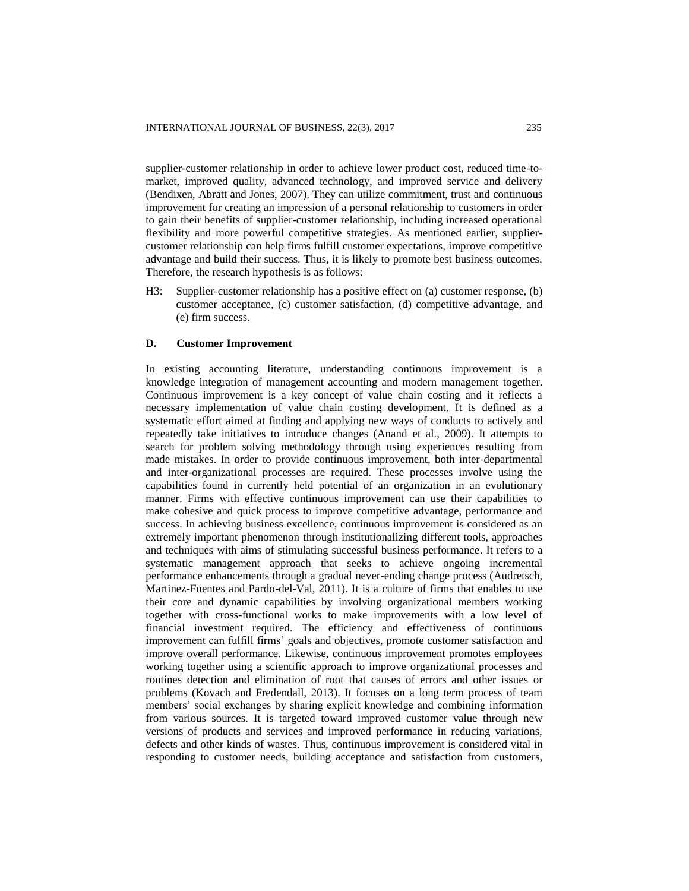supplier-customer relationship in order to achieve lower product cost, reduced time-to-market, improved quality, advanced technology, and improved service and delivery (Bendixen, Abratt and Jones, 2007). They can utilize commitment, trust and continuous improvement for creating an impression of a personal relationship to customers in order to gain their benefits of supplier-customer relationship, including increased operational flexibility and more powerful competitive strategies. As mentioned earlier, supplier-customer relationship can help firms fulfill customer expectations, improve competitive advantage and build their success. Thus, it is likely to promote best business outcomes. Therefore, the research hypothesis is as follows:

H3: Supplier-customer relationship has a positive effect on (a) customer response, (b) customer acceptance, (c) customer satisfaction, (d) competitive advantage, and (e) firm success.

### D. Customer Improvement

In existing accounting literature, understanding continuous improvement is a knowledge integration of management accounting and modern management together. Continuous improvement is a key concept of value chain costing and it reflects a necessary implementation of value chain costing development. It is defined as a systematic effort aimed at finding and applying new ways of conducts to actively and repeatedly take initiatives to introduce changes (Anand et al., 2009). It attempts to search for problem solving methodology through using experiences resulting from made mistakes. In order to provide continuous improvement, both inter-departmental and inter-organizational processes are required. These processes involve using the capabilities found in currently held potential of an organization in an evolutionary manner. Firms with effective continuous improvement can use their capabilities to make cohesive and quick process to improve competitive advantage, performance and success. In achieving business excellence, continuous improvement is considered as an extremely important phenomenon through institutionalizing different tools, approaches and techniques with aims of stimulating successful business performance. It refers to a systematic management approach that seeks to achieve ongoing incremental performance enhancements through a gradual never-ending change process (Audretsch, Martinez-Fuentes and Pardo-del-Val, 2011). It is a culture of firms that enables to use their core and dynamic capabilities by involving organizational members working together with cross-functional works to make improvements with a low level of financial investment required. The efficiency and effectiveness of continuous improvement can fulfill firms' goals and objectives, promote customer satisfaction and improve overall performance. Likewise, continuous improvement promotes employees working together using a scientific approach to improve organizational processes and routines detection and elimination of root that causes of errors and other issues or problems (Kovach and Fredendall, 2013). It focuses on a long term process of team members' social exchanges by sharing explicit knowledge and combining information from various sources. It is targeted toward improved customer value through new versions of products and services and improved performance in reducing variations, defects and other kinds of wastes. Thus, continuous improvement is considered vital in responding to customer needs, building acceptance and satisfaction from customers,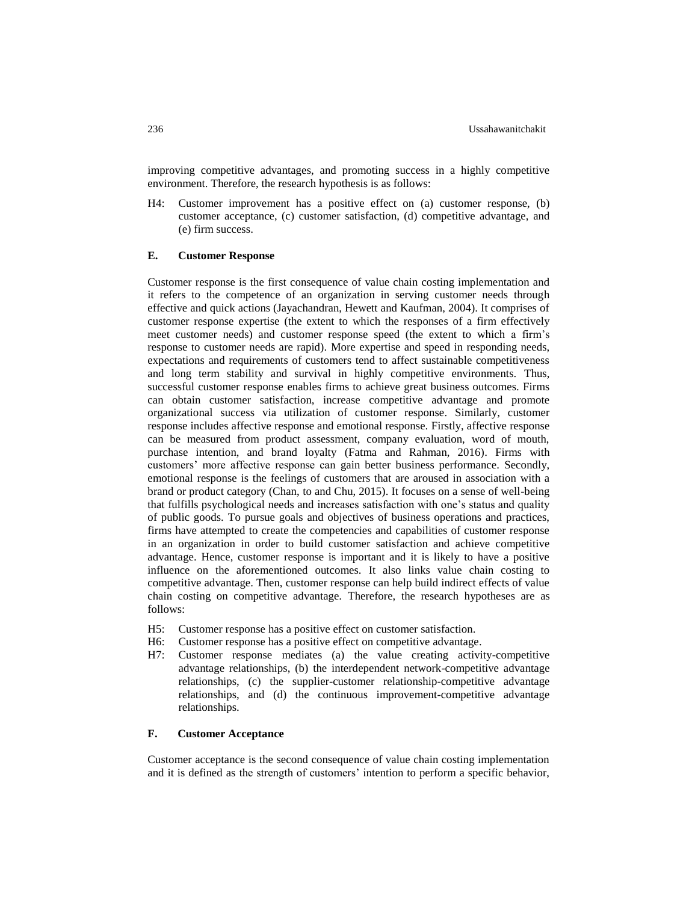improving competitive advantages, and promoting success in a highly competitive environment. Therefore, the research hypothesis is as follows:

H4: Customer improvement has a positive effect on (a) customer response, (b) customer acceptance, (c) customer satisfaction, (d) competitive advantage, and (e) firm success.

### E. Customer Response

Customer response is the first consequence of value chain costing implementation and it refers to the competence of an organization in serving customer needs through effective and quick actions (Jayachandran, Hewett and Kaufman, 2004). It comprises of customer response expertise (the extent to which the responses of a firm effectively meet customer needs) and customer response speed (the extent to which a firm's response to customer needs are rapid). More expertise and speed in responding needs, expectations and requirements of customers tend to affect sustainable competitiveness and long term stability and survival in highly competitive environments. Thus, successful customer response enables firms to achieve great business outcomes. Firms can obtain customer satisfaction, increase competitive advantage and promote organizational success via utilization of customer response. Similarly, customer response includes affective response and emotional response. Firstly, affective response can be measured from product assessment, company evaluation, word of mouth, purchase intention, and brand loyalty (Fatma and Rahman, 2016). Firms with customers' more affective response can gain better business performance. Secondly, emotional response is the feelings of customers that are aroused in association with a brand or product category (Chan, to and Chu, 2015). It focuses on a sense of well-being that fulfills psychological needs and increases satisfaction with one's status and quality of public goods. To pursue goals and objectives of business operations and practices, firms have attempted to create the competencies and capabilities of customer response in an organization in order to build customer satisfaction and achieve competitive advantage. Hence, customer response is important and it is likely to have a positive influence on the aforementioned outcomes. It also links value chain costing to competitive advantage. Then, customer response can help build indirect effects of value chain costing on competitive advantage. Therefore, the research hypotheses are as follows:

H5: Customer response has a positive effect on customer satisfaction.

H6: Customer response has a positive effect on competitive advantage.

H7: Customer response mediates (a) the value creating activity-competitive advantage relationships, (b) the interdependent network-competitive advantage relationships, (c) the supplier-customer relationship-competitive advantage relationships, and (d) the continuous improvement-competitive advantage relationships.

### F. Customer Acceptance

Customer acceptance is the second consequence of value chain costing implementation and it is defined as the strength of customers' intention to perform a specific behavior,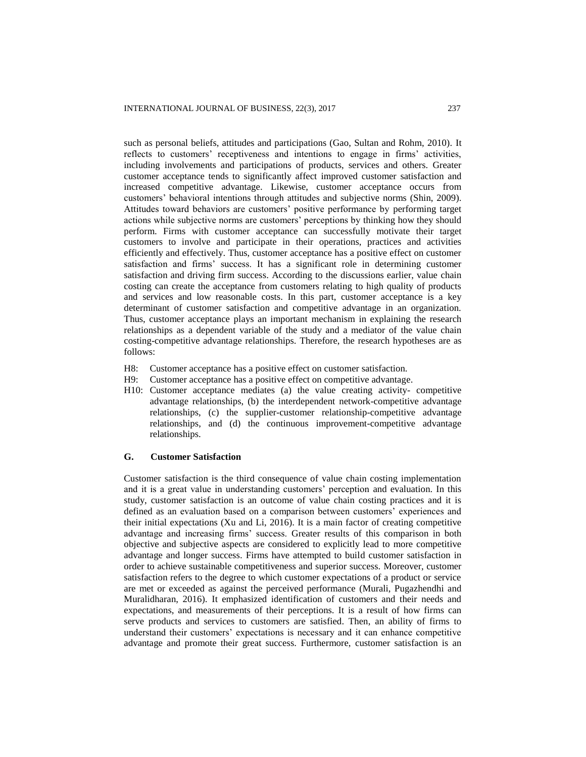such as personal beliefs, attitudes and participations (Gao, Sultan and Rohm, 2010). It reflects to customers' receptiveness and intentions to engage in firms' activities, including involvements and participations of products, services and others. Greater customer acceptance tends to significantly affect improved customer satisfaction and increased competitive advantage. Likewise, customer acceptance occurs from customers' behavioral intentions through attitudes and subjective norms (Shin, 2009). Attitudes toward behaviors are customers' positive performance by performing target actions while subjective norms are customers' perceptions by thinking how they should perform. Firms with customer acceptance can successfully motivate their target customers to involve and participate in their operations, practices and activities efficiently and effectively. Thus, customer acceptance has a positive effect on customer satisfaction and firms' success. It has a significant role in determining customer satisfaction and driving firm success. According to the discussions earlier, value chain costing can create the acceptance from customers relating to high quality of products and services and low reasonable costs. In this part, customer acceptance is a key determinant of customer satisfaction and competitive advantage in an organization. Thus, customer acceptance plays an important mechanism in explaining the research relationships as a dependent variable of the study and a mediator of the value chain costing-competitive advantage relationships. Therefore, the research hypotheses are as follows:

H8: Customer acceptance has a positive effect on customer satisfaction.

H9: Customer acceptance has a positive effect on competitive advantage.

H10: Customer acceptance mediates (a) the value creating activity- competitive advantage relationships, (b) the interdependent network-competitive advantage relationships, (c) the supplier-customer relationship-competitive advantage relationships, and (d) the continuous improvement-competitive advantage relationships.

## G. Customer Satisfaction

Customer satisfaction is the third consequence of value chain costing implementation and it is a great value in understanding customers' perception and evaluation. In this study, customer satisfaction is an outcome of value chain costing practices and it is defined as an evaluation based on a comparison between customers' experiences and their initial expectations (Xu and Li, 2016). It is a main factor of creating competitive advantage and increasing firms' success. Greater results of this comparison in both objective and subjective aspects are considered to explicitly lead to more competitive advantage and longer success. Firms have attempted to build customer satisfaction in order to achieve sustainable competitiveness and superior success. Moreover, customer satisfaction refers to the degree to which customer expectations of a product or service are met or exceeded as against the perceived performance (Murali, Pugazhendhi and Muralidharan, 2016). It emphasized identification of customers and their needs and expectations, and measurements of their perceptions. It is a result of how firms can serve products and services to customers are satisfied. Then, an ability of firms to understand their customers' expectations is necessary and it can enhance competitive advantage and promote their great success. Furthermore, customer satisfaction is an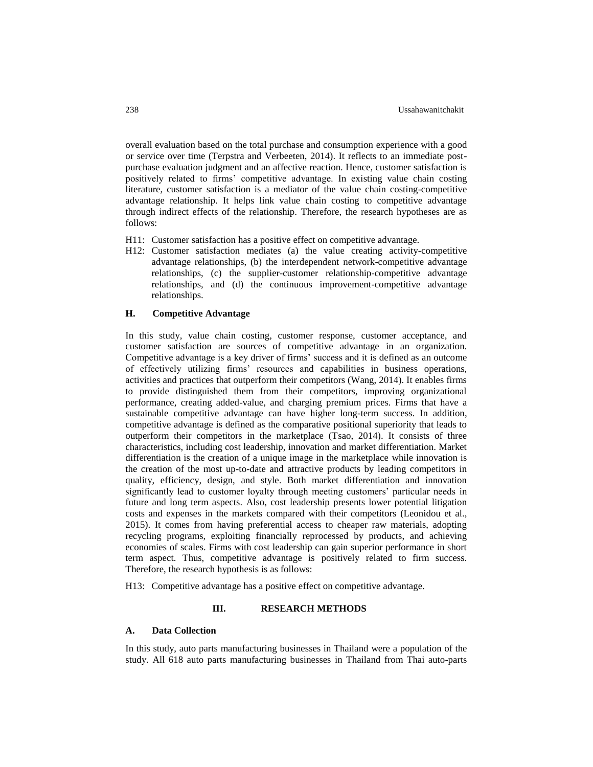overall evaluation based on the total purchase and consumption experience with a good or service over time (Terpstra and Verbeeten, 2014). It reflects to an immediate post-purchase evaluation judgment and an affective reaction. Hence, customer satisfaction is positively related to firms' competitive advantage. In existing value chain costing literature, customer satisfaction is a mediator of the value chain costing-competitive advantage relationship. It helps link value chain costing to competitive advantage through indirect effects of the relationship. Therefore, the research hypotheses are as follows:

H11: Customer satisfaction has a positive effect on competitive advantage.

H12: Customer satisfaction mediates (a) the value creating activity-competitive advantage relationships, (b) the interdependent network-competitive advantage relationships, (c) the supplier-customer relationship-competitive advantage relationships, and (d) the continuous improvement-competitive advantage relationships.

### H. Competitive Advantage

In this study, value chain costing, customer response, customer acceptance, and customer satisfaction are sources of competitive advantage in an organization. Competitive advantage is a key driver of firms' success and it is defined as an outcome of effectively utilizing firms' resources and capabilities in business operations, activities and practices that outperform their competitors (Wang, 2014). It enables firms to provide distinguished them from their competitors, improving organizational performance, creating added-value, and charging premium prices. Firms that have a sustainable competitive advantage can have higher long-term success. In addition, competitive advantage is defined as the comparative positional superiority that leads to outperform their competitors in the marketplace (Tsao, 2014). It consists of three characteristics, including cost leadership, innovation and market differentiation. Market differentiation is the creation of a unique image in the marketplace while innovation is the creation of the most up-to-date and attractive products by leading competitors in quality, efficiency, design, and style. Both market differentiation and innovation significantly lead to customer loyalty through meeting customers' particular needs in future and long term aspects. Also, cost leadership presents lower potential litigation costs and expenses in the markets compared with their competitors (Leonidou et al., 2015). It comes from having preferential access to cheaper raw materials, adopting recycling programs, exploiting financially reprocessed by products, and achieving economies of scales. Firms with cost leadership can gain superior performance in short term aspect. Thus, competitive advantage is positively related to firm success. Therefore, the research hypothesis is as follows:

H13: Competitive advantage has a positive effect on competitive advantage.

## III. RESEARCH METHODS

### A. Data Collection

In this study, auto parts manufacturing businesses in Thailand were a population of the study. All 618 auto parts manufacturing businesses in Thailand from Thai auto-parts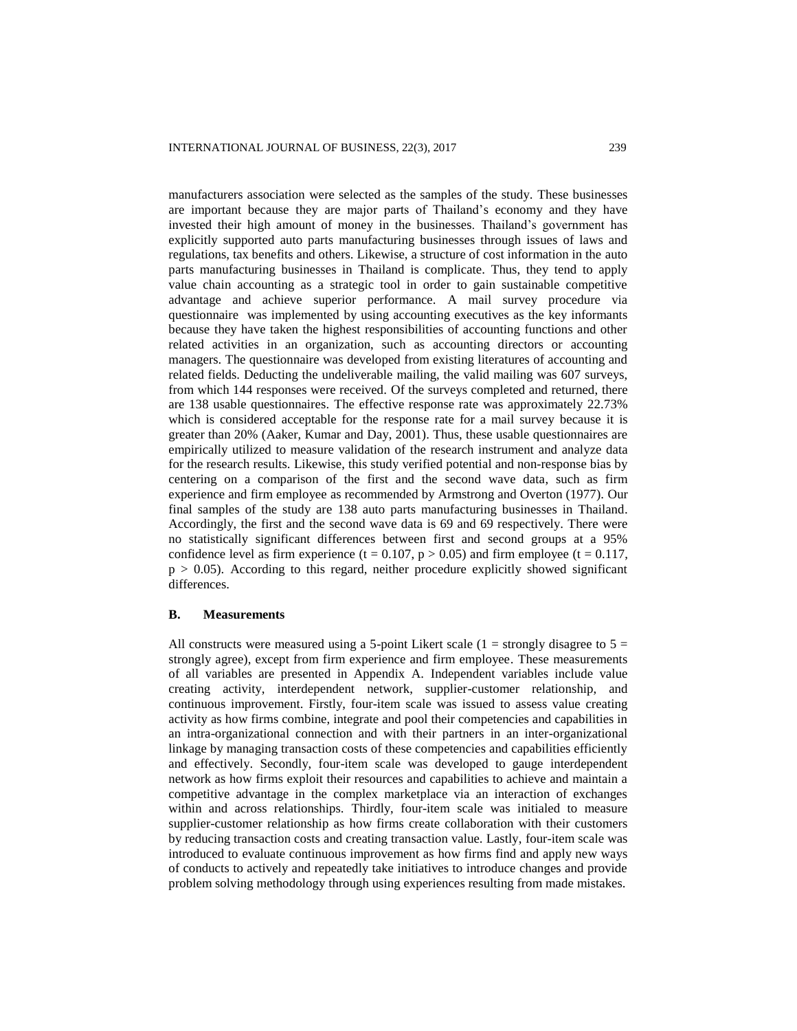manufacturers association were selected as the samples of the study. These businesses are important because they are major parts of Thailand's economy and they have invested their high amount of money in the businesses. Thailand's government has explicitly supported auto parts manufacturing businesses through issues of laws and regulations, tax benefits and others. Likewise, a structure of cost information in the auto parts manufacturing businesses in Thailand is complicate. Thus, they tend to apply value chain accounting as a strategic tool in order to gain sustainable competitive advantage and achieve superior performance. A mail survey procedure via questionnaire was implemented by using accounting executives as the key informants because they have taken the highest responsibilities of accounting functions and other related activities in an organization, such as accounting directors or accounting managers. The questionnaire was developed from existing literatures of accounting and related fields. Deducting the undeliverable mailing, the valid mailing was 607 surveys, from which 144 responses were received. Of the surveys completed and returned, there are 138 usable questionnaires. The effective response rate was approximately 22.73% which is considered acceptable for the response rate for a mail survey because it is greater than 20% (Aaker, Kumar and Day, 2001). Thus, these usable questionnaires are empirically utilized to measure validation of the research instrument and analyze data for the research results. Likewise, this study verified potential and non-response bias by centering on a comparison of the first and the second wave data, such as firm experience and firm employee as recommended by Armstrong and Overton (1977). Our final samples of the study are 138 auto parts manufacturing businesses in Thailand. Accordingly, the first and the second wave data is 69 and 69 respectively. There were no statistically significant differences between first and second groups at a 95% confidence level as firm experience ($t = 0.107$, $p > 0.05$) and firm employee ($t = 0.117$, $p > 0.05$). According to this regard, neither procedure explicitly showed significant differences.

### B. Measurements

All constructs were measured using a 5-point Likert scale (1 = strongly disagree to 5 = strongly agree), except from firm experience and firm employee. These measurements of all variables are presented in Appendix A. Independent variables include value creating activity, interdependent network, supplier-customer relationship, and continuous improvement. Firstly, four-item scale was issued to assess value creating activity as how firms combine, integrate and pool their competencies and capabilities in an intra-organizational connection and with their partners in an inter-organizational linkage by managing transaction costs of these competencies and capabilities efficiently and effectively. Secondly, four-item scale was developed to gauge interdependent network as how firms exploit their resources and capabilities to achieve and maintain a competitive advantage in the complex marketplace via an interaction of exchanges within and across relationships. Thirdly, four-item scale was initialed to measure supplier-customer relationship as how firms create collaboration with their customers by reducing transaction costs and creating transaction value. Lastly, four-item scale was introduced to evaluate continuous improvement as how firms find and apply new ways of conducts to actively and repeatedly take initiatives to introduce changes and provide problem solving methodology through using experiences resulting from made mistakes.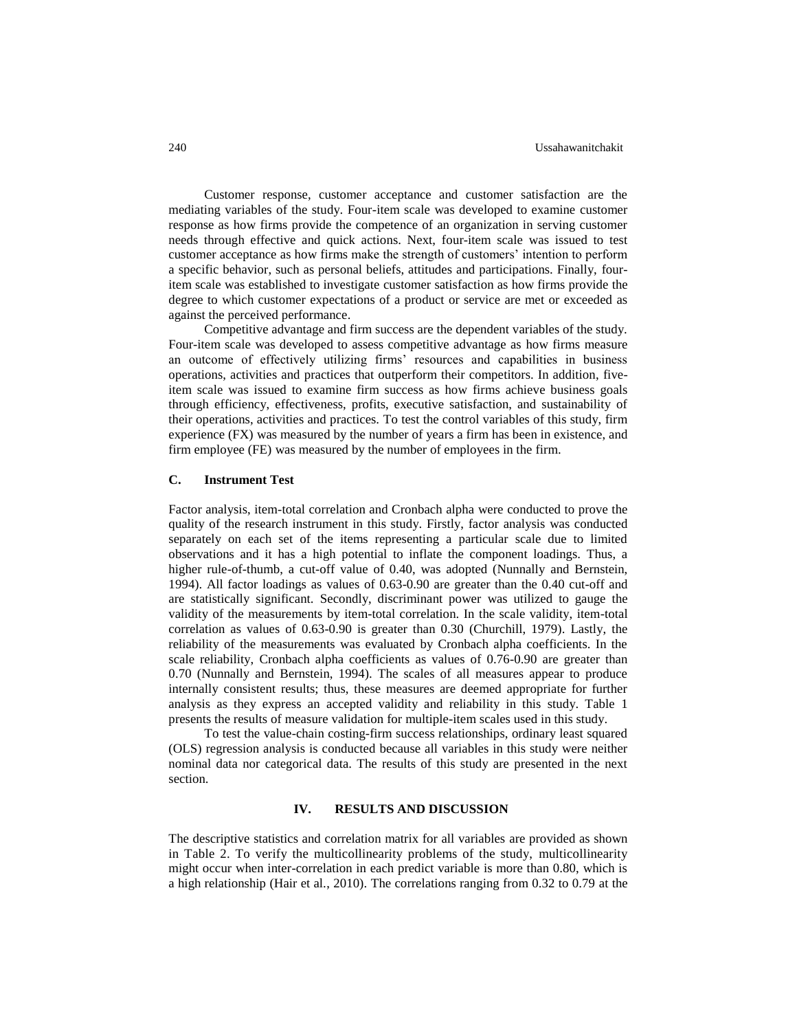Customer response, customer acceptance and customer satisfaction are the mediating variables of the study. Four-item scale was developed to examine customer response as how firms provide the competence of an organization in serving customer needs through effective and quick actions. Next, four-item scale was issued to test customer acceptance as how firms make the strength of customers' intention to perform a specific behavior, such as personal beliefs, attitudes and participations. Finally, four-item scale was established to investigate customer satisfaction as how firms provide the degree to which customer expectations of a product or service are met or exceeded as against the perceived performance.

Competitive advantage and firm success are the dependent variables of the study. Four-item scale was developed to assess competitive advantage as how firms measure an outcome of effectively utilizing firms' resources and capabilities in business operations, activities and practices that outperform their competitors. In addition, five-item scale was issued to examine firm success as how firms achieve business goals through efficiency, effectiveness, profits, executive satisfaction, and sustainability of their operations, activities and practices. To test the control variables of this study, firm experience (FX) was measured by the number of years a firm has been in existence, and firm employee (FE) was measured by the number of employees in the firm.

### C. Instrument Test

Factor analysis, item-total correlation and Cronbach alpha were conducted to prove the quality of the research instrument in this study. Firstly, factor analysis was conducted separately on each set of the items representing a particular scale due to limited observations and it has a high potential to inflate the component loadings. Thus, a higher rule-of-thumb, a cut-off value of 0.40, was adopted (Nunnally and Bernstein, 1994). All factor loadings as values of 0.63-0.90 are greater than the 0.40 cut-off and are statistically significant. Secondly, discriminant power was utilized to gauge the validity of the measurements by item-total correlation. In the scale validity, item-total correlation as values of 0.63-0.90 is greater than 0.30 (Churchill, 1979). Lastly, the reliability of the measurements was evaluated by Cronbach alpha coefficients. In the scale reliability, Cronbach alpha coefficients as values of 0.76-0.90 are greater than 0.70 (Nunnally and Bernstein, 1994). The scales of all measures appear to produce internally consistent results; thus, these measures are deemed appropriate for further analysis as they express an accepted validity and reliability in this study. Table 1 presents the results of measure validation for multiple-item scales used in this study.

To test the value-chain costing-firm success relationships, ordinary least squared (OLS) regression analysis is conducted because all variables in this study were neither nominal data nor categorical data. The results of this study are presented in the next section.

## IV. RESULTS AND DISCUSSION

The descriptive statistics and correlation matrix for all variables are provided as shown in Table 2. To verify the multicollinearity problems of the study, multicollinearity might occur when inter-correlation in each predict variable is more than 0.80, which is a high relationship (Hair et al., 2010). The correlations ranging from 0.32 to 0.79 at the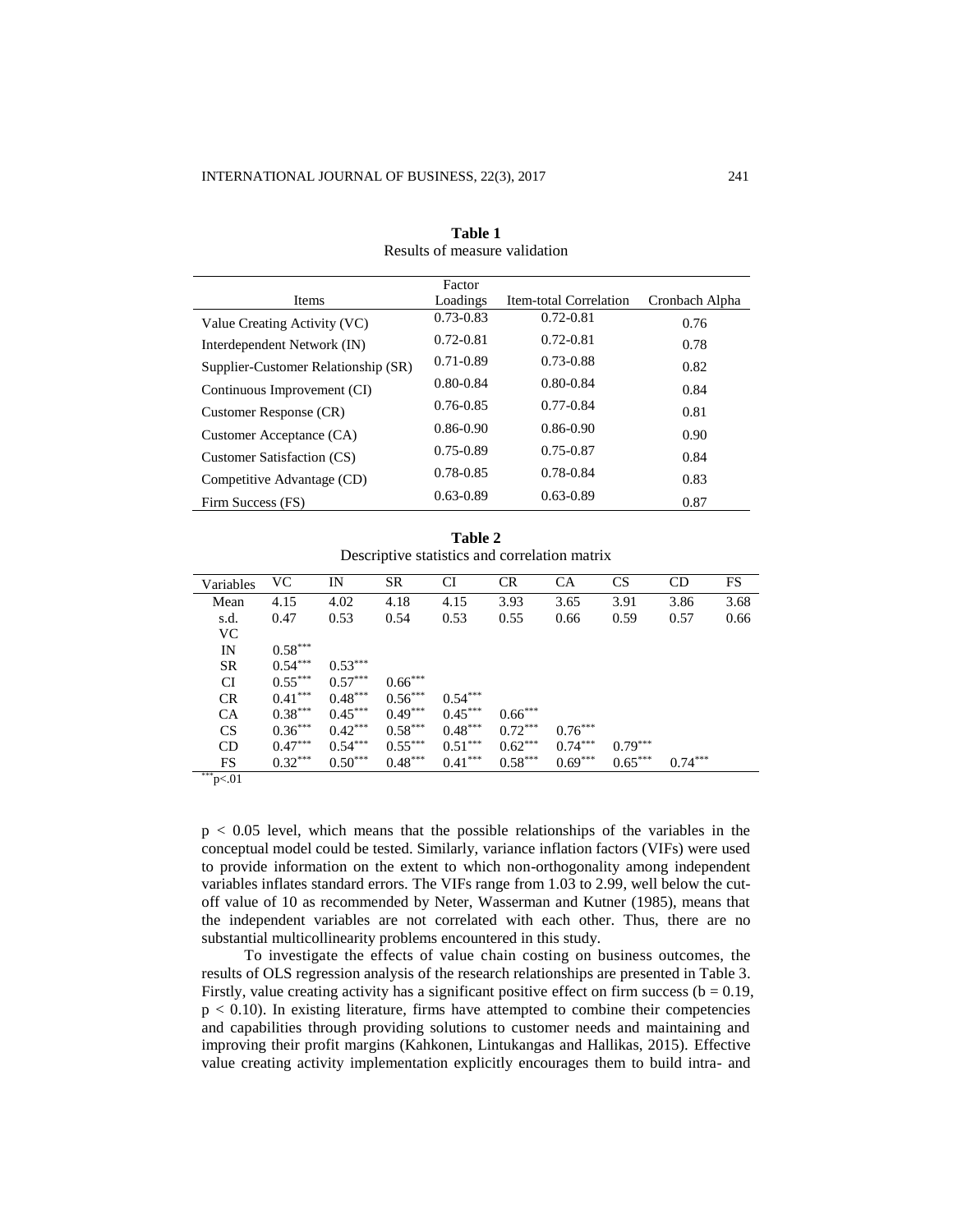**Table 1**
Results of measure validation

| Items | Factor Loadings | Item-total Correlation | Cronbach Alpha |
|---|---|---|---|
| Value Creating Activity (VC) | 0.73-0.83 | 0.72-0.81 | 0.76 |
| Interdependent Network (IN) | 0.72-0.81 | 0.72-0.81 | 0.78 |
| Supplier-Customer Relationship (SR) | 0.71-0.89 | 0.73-0.88 | 0.82 |
| Continuous Improvement (CI) | 0.80-0.84 | 0.80-0.84 | 0.84 |
| Customer Response (CR) | 0.76-0.85 | 0.77-0.84 | 0.81 |
| Customer Acceptance (CA) | 0.86-0.90 | 0.86-0.90 | 0.90 |
| Customer Satisfaction (CS) | 0.75-0.89 | 0.75-0.87 | 0.84 |
| Competitive Advantage (CD) | 0.78-0.85 | 0.78-0.84 | 0.83 |
| Firm Success (FS) | 0.63-0.89 | 0.63-0.89 | 0.87 |

**Table 2**
Descriptive statistics and correlation matrix

| Variables | VC | IN | SR | CI | CR | CA | CS | CD | FS |
|---|---|---|---|---|---|---|---|---|---|
| Mean | 4.15 | 4.02 | 4.18 | 4.15 | 3.93 | 3.65 | 3.91 | 3.86 | 3.68 |
| s.d. | 0.47 | 0.53 | 0.54 | 0.53 | 0.55 | 0.66 | 0.59 | 0.57 | 0.66 |
| VC | | | | | | | | | |
| IN | $0.58^{***}$ | | | | | | | | |
| SR | $0.54^{***}$ | $0.53^{***}$ | | | | | | | |
| CI | $0.55^{***}$ | $0.57^{***}$ | $0.66^{***}$ | | | | | | |
| CR | $0.41^{***}$ | $0.48^{***}$ | $0.56^{***}$ | $0.54^{***}$ | | | | | |
| CA | $0.38^{***}$ | $0.45^{***}$ | $0.49^{***}$ | $0.45^{***}$ | $0.66^{***}$ | | | | |
| CS | $0.36^{***}$ | $0.42^{***}$ | $0.58^{***}$ | $0.48^{***}$ | $0.72^{***}$ | $0.76^{***}$ | | | |
| CD | $0.47^{***}$ | $0.54^{***}$ | $0.55^{***}$ | $0.51^{***}$ | $0.62^{***}$ | $0.74^{***}$ | $0.79^{***}$ | | |
| FS | $0.32^{***}$ | $0.50^{***}$ | $0.48^{***}$ | $0.41^{***}$ | $0.58^{***}$ | $0.69^{***}$ | $0.65^{***}$ | $0.74^{***}$ | |

$^{***}p<.01$

$p < 0.05$ level, which means that the possible relationships of the variables in the conceptual model could be tested. Similarly, variance inflation factors (VIFs) were used to provide information on the extent to which non-orthogonality among independent variables inflates standard errors. The VIFs range from 1.03 to 2.99, well below the cut-off value of 10 as recommended by Neter, Wasserman and Kutner (1985), means that the independent variables are not correlated with each other. Thus, there are no substantial multicollinearity problems encountered in this study.

To investigate the effects of value chain costing on business outcomes, the results of OLS regression analysis of the research relationships are presented in Table 3. Firstly, value creating activity has a significant positive effect on firm success ($b = 0.19$, $p < 0.10$). In existing literature, firms have attempted to combine their competencies and capabilities through providing solutions to customer needs and maintaining and improving their profit margins (Kahkonen, Lintukangas and Hallikas, 2015). Effective value creating activity implementation explicitly encourages them to build intra- and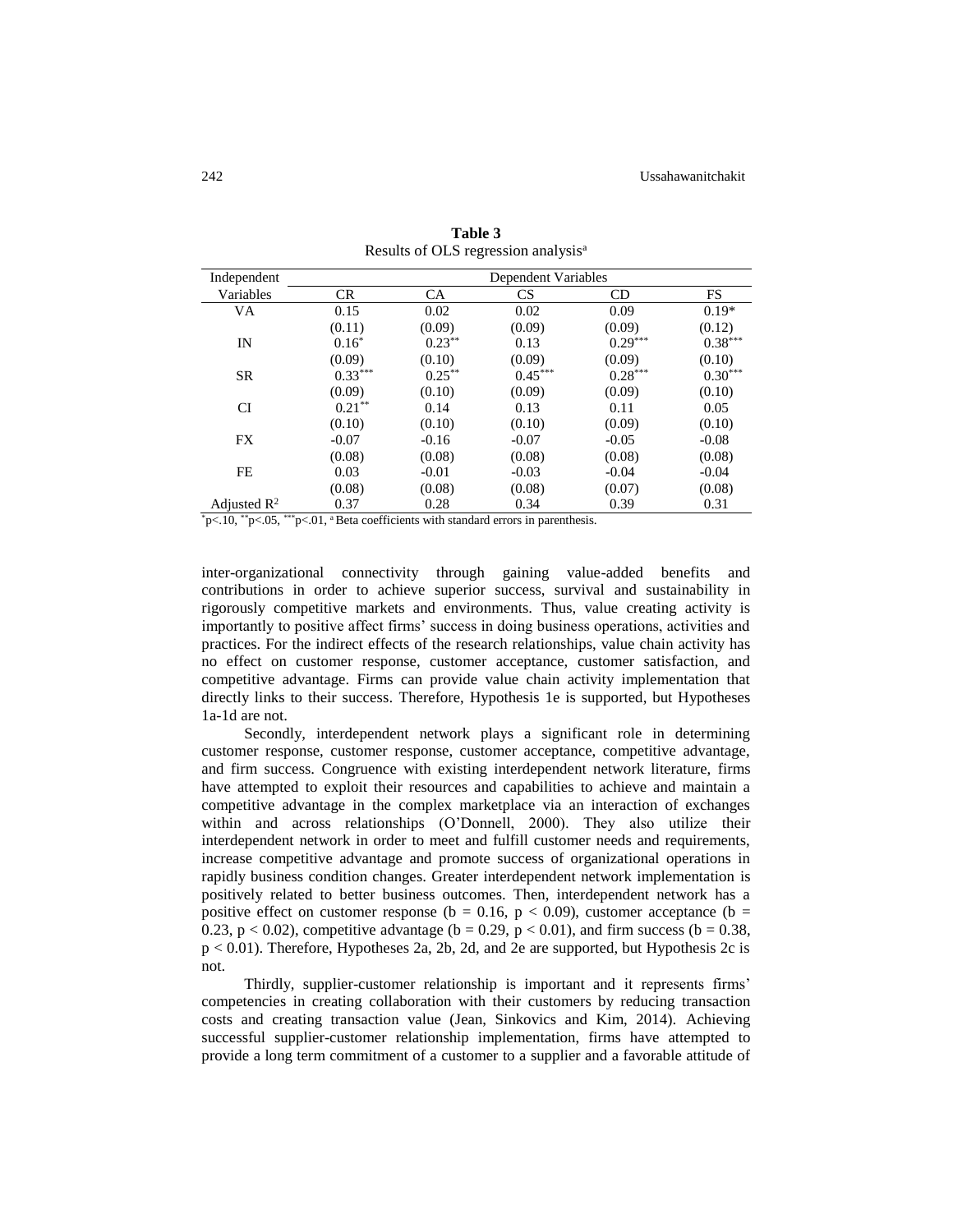**Table 3**
Results of OLS regression analysis[a]

| Independent Variables | Dependent Variables | | | | |
|---|---|---|---|---|---|
| | CR | CA | CS | CD | FS |
| VA | 0.15 | 0.02 | 0.02 | 0.09 | 0.19* |
| | (0.11) | (0.09) | (0.09) | (0.09) | (0.12) |
| IN | 0.16* | 0.23** | 0.13 | 0.29*** | 0.38*** |
| | (0.09) | (0.10) | (0.09) | (0.09) | (0.10) |
| SR | 0.33*** | 0.25** | 0.45*** | 0.28*** | 0.30*** |
| | (0.09) | (0.10) | (0.09) | (0.09) | (0.10) |
| CI | 0.21** | 0.14 | 0.13 | 0.11 | 0.05 |
| | (0.10) | (0.10) | (0.10) | (0.09) | (0.10) |
| FX | -0.07 | -0.16 | -0.07 | -0.05 | -0.08 |
| | (0.08) | (0.08) | (0.08) | (0.08) | (0.08) |
| FE | 0.03 | -0.01 | -0.03 | -0.04 | -0.04 |
| | (0.08) | (0.08) | (0.08) | (0.07) | (0.08) |
| Adjusted $R^2$ | 0.37 | 0.28 | 0.34 | 0.39 | 0.31 |

*p<.10, **p<.05, ***p<.01, [a] Beta coefficients with standard errors in parenthesis.

inter-organizational connectivity through gaining value-added benefits and contributions in order to achieve superior success, survival and sustainability in rigorously competitive markets and environments. Thus, value creating activity is importantly to positive affect firms' success in doing business operations, activities and practices. For the indirect effects of the research relationships, value chain activity has no effect on customer response, customer acceptance, customer satisfaction, and competitive advantage. Firms can provide value chain activity implementation that directly links to their success. Therefore, Hypothesis 1e is supported, but Hypotheses 1a-1d are not.

Secondly, interdependent network plays a significant role in determining customer response, customer response, customer acceptance, competitive advantage, and firm success. Congruence with existing interdependent network literature, firms have attempted to exploit their resources and capabilities to achieve and maintain a competitive advantage in the complex marketplace via an interaction of exchanges within and across relationships (O'Donnell, 2000). They also utilize their interdependent network in order to meet and fulfill customer needs and requirements, increase competitive advantage and promote success of organizational operations in rapidly business condition changes. Greater interdependent network implementation is positively related to better business outcomes. Then, interdependent network has a positive effect on customer response ($b = 0.16$, $p < 0.09$), customer acceptance ($b = 0.23$, $p < 0.02$), competitive advantage ($b = 0.29$, $p < 0.01$), and firm success ($b = 0.38$, $p < 0.01$). Therefore, Hypotheses 2a, 2b, 2d, and 2e are supported, but Hypothesis 2c is not.

Thirdly, supplier-customer relationship is important and it represents firms' competencies in creating collaboration with their customers by reducing transaction costs and creating transaction value (Jean, Sinkovics and Kim, 2014). Achieving successful supplier-customer relationship implementation, firms have attempted to provide a long term commitment of a customer to a supplier and a favorable attitude of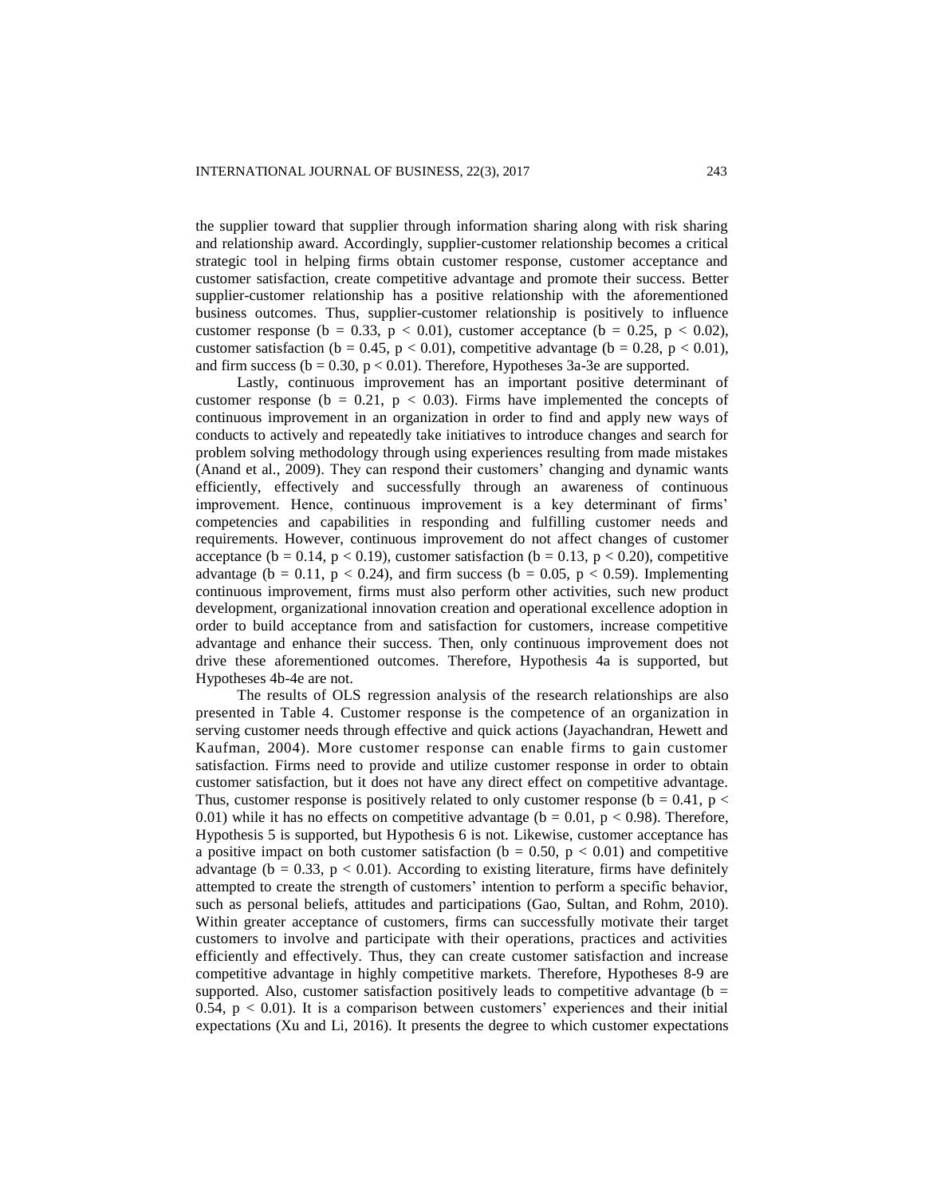the supplier toward that supplier through information sharing along with risk sharing and relationship award. Accordingly, supplier-customer relationship becomes a critical strategic tool in helping firms obtain customer response, customer acceptance and customer satisfaction, create competitive advantage and promote their success. Better supplier-customer relationship has a positive relationship with the aforementioned business outcomes. Thus, supplier-customer relationship is positively to influence customer response ($b = 0.33$, $p < 0.01$), customer acceptance ($b = 0.25$, $p < 0.02$), customer satisfaction ($b = 0.45$, $p < 0.01$), competitive advantage ($b = 0.28$, $p < 0.01$), and firm success ($b = 0.30$, $p < 0.01$). Therefore, Hypotheses 3a-3e are supported.

Lastly, continuous improvement has an important positive determinant of customer response ($b = 0.21$, $p < 0.03$). Firms have implemented the concepts of continuous improvement in an organization in order to find and apply new ways of conducts to actively and repeatedly take initiatives to introduce changes and search for problem solving methodology through using experiences resulting from made mistakes (Anand et al., 2009). They can respond their customers' changing and dynamic wants efficiently, effectively and successfully through an awareness of continuous improvement. Hence, continuous improvement is a key determinant of firms' competencies and capabilities in responding and fulfilling customer needs and requirements. However, continuous improvement do not affect changes of customer acceptance ($b = 0.14$, $p < 0.19$), customer satisfaction ($b = 0.13$, $p < 0.20$), competitive advantage ($b = 0.11$, $p < 0.24$), and firm success ($b = 0.05$, $p < 0.59$). Implementing continuous improvement, firms must also perform other activities, such new product development, organizational innovation creation and operational excellence adoption in order to build acceptance from and satisfaction for customers, increase competitive advantage and enhance their success. Then, only continuous improvement does not drive these aforementioned outcomes. Therefore, Hypothesis 4a is supported, but Hypotheses 4b-4e are not.

The results of OLS regression analysis of the research relationships are also presented in Table 4. Customer response is the competence of an organization in serving customer needs through effective and quick actions (Jayachandran, Hewett and Kaufman, 2004). More customer response can enable firms to gain customer satisfaction. Firms need to provide and utilize customer response in order to obtain customer satisfaction, but it does not have any direct effect on competitive advantage. Thus, customer response is positively related to only customer response ($b = 0.41$, $p < 0.01$) while it has no effects on competitive advantage ($b = 0.01$, $p < 0.98$). Therefore, Hypothesis 5 is supported, but Hypothesis 6 is not. Likewise, customer acceptance has a positive impact on both customer satisfaction ($b = 0.50$, $p < 0.01$) and competitive advantage ($b = 0.33$, $p < 0.01$). According to existing literature, firms have definitely attempted to create the strength of customers' intention to perform a specific behavior, such as personal beliefs, attitudes and participations (Gao, Sultan, and Rohm, 2010). Within greater acceptance of customers, firms can successfully motivate their target customers to involve and participate with their operations, practices and activities efficiently and effectively. Thus, they can create customer satisfaction and increase competitive advantage in highly competitive markets. Therefore, Hypotheses 8-9 are supported. Also, customer satisfaction positively leads to competitive advantage ($b = 0.54$, $p < 0.01$). It is a comparison between customers' experiences and their initial expectations (Xu and Li, 2016). It presents the degree to which customer expectations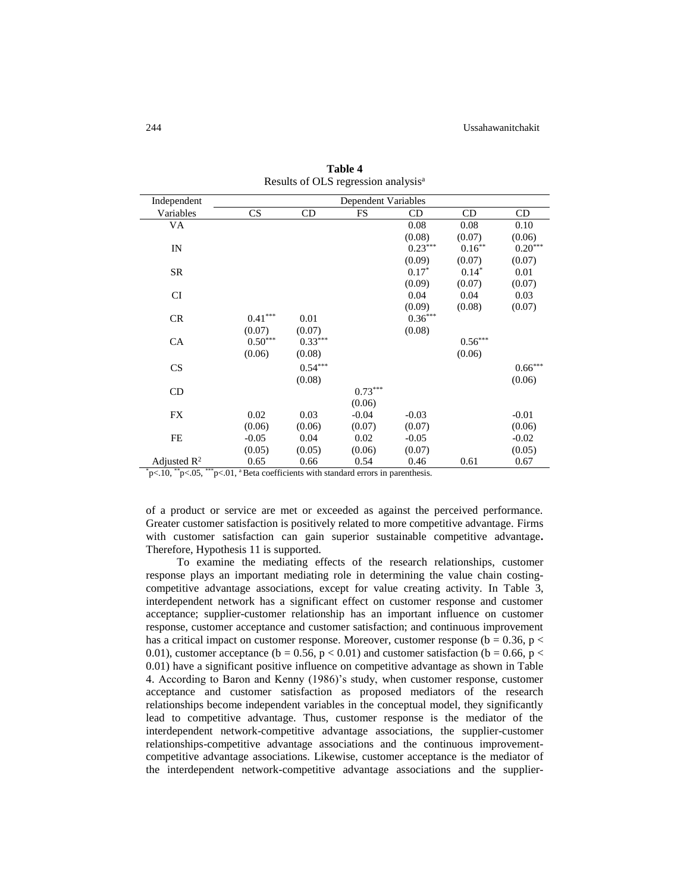**Table 4**
Results of OLS regression analysis[a]

| Independent Variables | Dependent Variables | | | | | |
|---|---|---|---|---|---|---|
| | CS | CD | FS | CD | CD | CD |
| VA | | | | 0.08 | 0.08 | 0.10 |
| | | | | (0.08) | (0.07) | (0.06) |
| IN | | | | $0.23^{***}$ | $0.16^{**}$ | $0.20^{***}$ |
| | | | | (0.09) | (0.07) | (0.07) |
| SR | | | | $0.17^{*}$ | $0.14^{*}$ | 0.01 |
| | | | | (0.09) | (0.07) | (0.07) |
| CI | | | | 0.04 | 0.04 | 0.03 |
| | | | | (0.09) | (0.08) | (0.07) |
| CR | $0.41^{***}$ | 0.01 | | $0.36^{***}$ | | |
| | (0.07) | (0.07) | | (0.08) | | |
| CA | $0.50^{***}$ | $0.33^{***}$ | | | $0.56^{***}$ | |
| | (0.06) | (0.08) | | | (0.06) | |
| CS | | $0.54^{***}$ | | | | $0.66^{***}$ |
| | | (0.08) | | | | (0.06) |
| CD | | | $0.73^{***}$ | | | |
| | | | (0.06) | | | |
| FX | 0.02 | 0.03 | -0.04 | -0.03 | | -0.01 |
| | (0.06) | (0.06) | (0.07) | (0.07) | | (0.06) |
| FE | -0.05 | 0.04 | 0.02 | -0.05 | | -0.02 |
| | (0.05) | (0.05) | (0.06) | (0.07) | | (0.05) |
| Adjusted $R^2$ | 0.65 | 0.66 | 0.54 | 0.46 | 0.61 | 0.67 |

$^{*}p<.10$, $^{**}p<.05$, $^{***}p<.01$, [a] Beta coefficients with standard errors in parenthesis.

of a product or service are met or exceeded as against the perceived performance. Greater customer satisfaction is positively related to more competitive advantage. Firms with customer satisfaction can gain superior sustainable competitive advantage**.** Therefore, Hypothesis 11 is supported.

To examine the mediating effects of the research relationships, customer response plays an important mediating role in determining the value chain costing-competitive advantage associations, except for value creating activity. In Table 3, interdependent network has a significant effect on customer response and customer acceptance; supplier-customer relationship has an important influence on customer response, customer acceptance and customer satisfaction; and continuous improvement has a critical impact on customer response. Moreover, customer response ($b = 0.36$, $p < 0.01$), customer acceptance ($b = 0.56$, $p < 0.01$) and customer satisfaction ($b = 0.66$, $p < 0.01$) have a significant positive influence on competitive advantage as shown in Table 4. According to Baron and Kenny (1986)'s study, when customer response, customer acceptance and customer satisfaction as proposed mediators of the research relationships become independent variables in the conceptual model, they significantly lead to competitive advantage. Thus, customer response is the mediator of the interdependent network-competitive advantage associations, the supplier-customer relationships-competitive advantage associations and the continuous improvement-competitive advantage associations. Likewise, customer acceptance is the mediator of the interdependent network-competitive advantage associations and the supplier-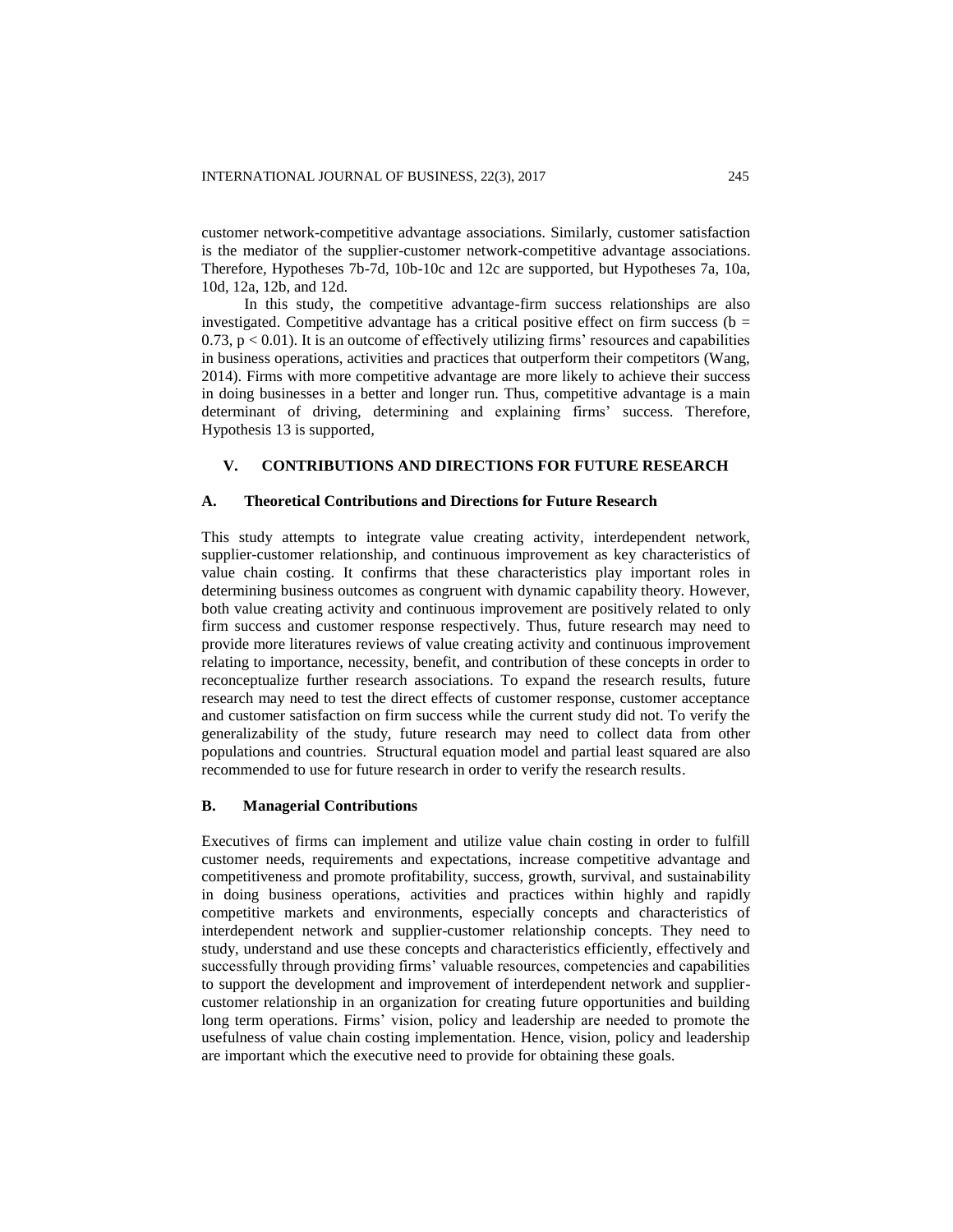customer network-competitive advantage associations. Similarly, customer satisfaction is the mediator of the supplier-customer network-competitive advantage associations. Therefore, Hypotheses 7b-7d, 10b-10c and 12c are supported, but Hypotheses 7a, 10a, 10d, 12a, 12b, and 12d.

In this study, the competitive advantage-firm success relationships are also investigated. Competitive advantage has a critical positive effect on firm success ($b = 0.73$, $p < 0.01$). It is an outcome of effectively utilizing firms' resources and capabilities in business operations, activities and practices that outperform their competitors (Wang, 2014). Firms with more competitive advantage are more likely to achieve their success in doing businesses in a better and longer run. Thus, competitive advantage is a main determinant of driving, determining and explaining firms' success. Therefore, Hypothesis 13 is supported,

## V. CONTRIBUTIONS AND DIRECTIONS FOR FUTURE RESEARCH

### A. Theoretical Contributions and Directions for Future Research

This study attempts to integrate value creating activity, interdependent network, supplier-customer relationship, and continuous improvement as key characteristics of value chain costing. It confirms that these characteristics play important roles in determining business outcomes as congruent with dynamic capability theory. However, both value creating activity and continuous improvement are positively related to only firm success and customer response respectively. Thus, future research may need to provide more literatures reviews of value creating activity and continuous improvement relating to importance, necessity, benefit, and contribution of these concepts in order to reconceptualize further research associations. To expand the research results, future research may need to test the direct effects of customer response, customer acceptance and customer satisfaction on firm success while the current study did not. To verify the generalizability of the study, future research may need to collect data from other populations and countries. Structural equation model and partial least squared are also recommended to use for future research in order to verify the research results.

### B. Managerial Contributions

Executives of firms can implement and utilize value chain costing in order to fulfill customer needs, requirements and expectations, increase competitive advantage and competitiveness and promote profitability, success, growth, survival, and sustainability in doing business operations, activities and practices within highly and rapidly competitive markets and environments, especially concepts and characteristics of interdependent network and supplier-customer relationship concepts. They need to study, understand and use these concepts and characteristics efficiently, effectively and successfully through providing firms' valuable resources, competencies and capabilities to support the development and improvement of interdependent network and supplier-customer relationship in an organization for creating future opportunities and building long term operations. Firms' vision, policy and leadership are needed to promote the usefulness of value chain costing implementation. Hence, vision, policy and leadership are important which the executive need to provide for obtaining these goals.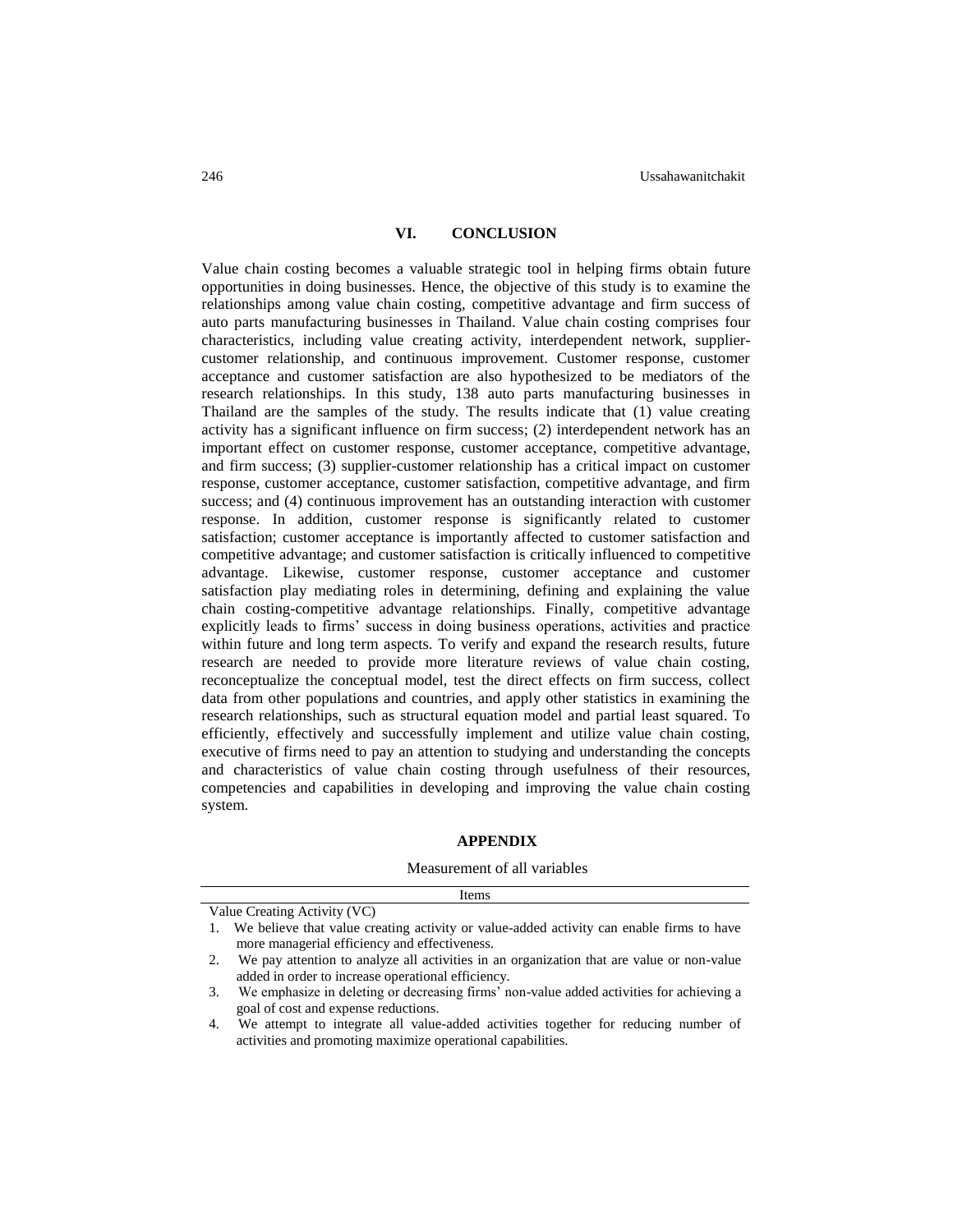## VI. CONCLUSION

Value chain costing becomes a valuable strategic tool in helping firms obtain future opportunities in doing businesses. Hence, the objective of this study is to examine the relationships among value chain costing, competitive advantage and firm success of auto parts manufacturing businesses in Thailand. Value chain costing comprises four characteristics, including value creating activity, interdependent network, supplier-customer relationship, and continuous improvement. Customer response, customer acceptance and customer satisfaction are also hypothesized to be mediators of the research relationships. In this study, 138 auto parts manufacturing businesses in Thailand are the samples of the study. The results indicate that (1) value creating activity has a significant influence on firm success; (2) interdependent network has an important effect on customer response, customer acceptance, competitive advantage, and firm success; (3) supplier-customer relationship has a critical impact on customer response, customer acceptance, customer satisfaction, competitive advantage, and firm success; and (4) continuous improvement has an outstanding interaction with customer response. In addition, customer response is significantly related to customer satisfaction; customer acceptance is importantly affected to customer satisfaction and competitive advantage; and customer satisfaction is critically influenced to competitive advantage. Likewise, customer response, customer acceptance and customer satisfaction play mediating roles in determining, defining and explaining the value chain costing-competitive advantage relationships. Finally, competitive advantage explicitly leads to firms' success in doing business operations, activities and practice within future and long term aspects. To verify and expand the research results, future research are needed to provide more literature reviews of value chain costing, reconceptualize the conceptual model, test the direct effects on firm success, collect data from other populations and countries, and apply other statistics in examining the research relationships, such as structural equation model and partial least squared. To efficiently, effectively and successfully implement and utilize value chain costing, executive of firms need to pay an attention to studying and understanding the concepts and characteristics of value chain costing through usefulness of their resources, competencies and capabilities in developing and improving the value chain costing system.

## APPENDIX

Measurement of all variables

| Items |
| --- |
| Value Creating Activity (VC) |
| 1. We believe that value creating activity or value-added activity can enable firms to have more managerial efficiency and effectiveness. |
| 2. We pay attention to analyze all activities in an organization that are value or non-value added in order to increase operational efficiency. |
| 3. We emphasize in deleting or decreasing firms' non-value added activities for achieving a goal of cost and expense reductions. |
| 4. We attempt to integrate all value-added activities together for reducing number of activities and promoting maximize operational capabilities. |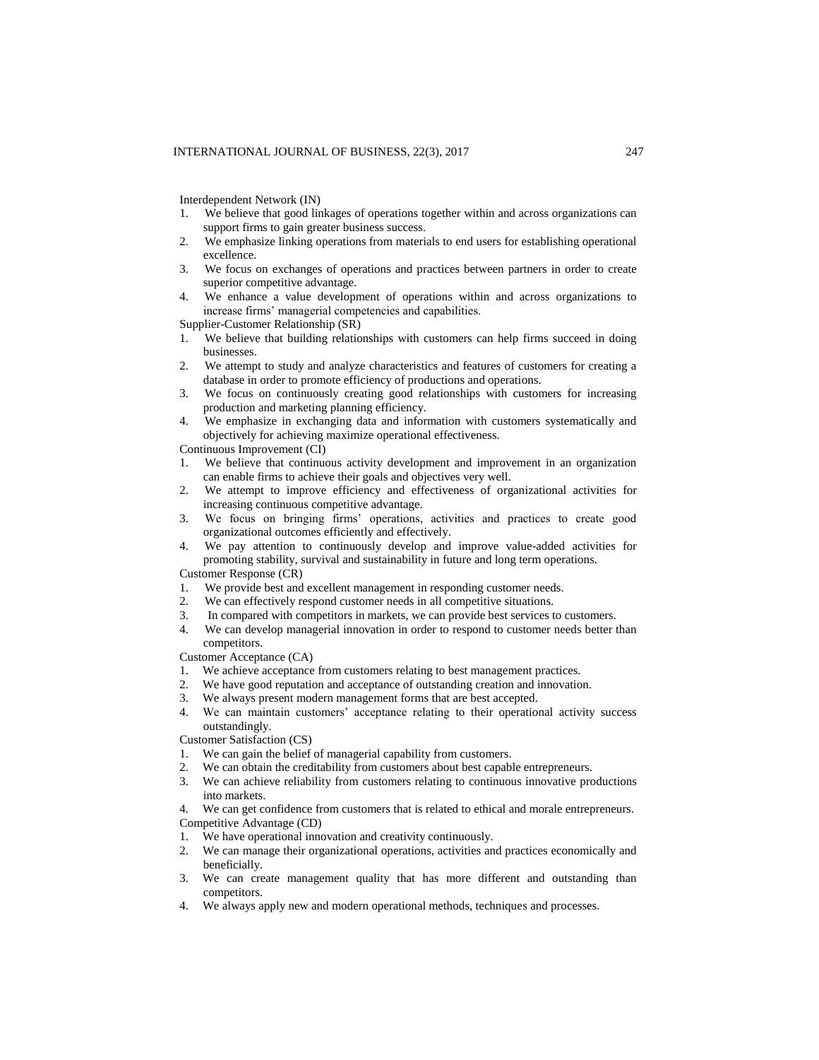Interdependent Network (IN)

1. We believe that good linkages of operations together within and across organizations can support firms to gain greater business success.
2. We emphasize linking operations from materials to end users for establishing operational excellence.
3. We focus on exchanges of operations and practices between partners in order to create superior competitive advantage.
4. We enhance a value development of operations within and across organizations to increase firms' managerial competencies and capabilities.

Supplier-Customer Relationship (SR)

1. We believe that building relationships with customers can help firms succeed in doing businesses.
2. We attempt to study and analyze characteristics and features of customers for creating a database in order to promote efficiency of productions and operations.
3. We focus on continuously creating good relationships with customers for increasing production and marketing planning efficiency.
4. We emphasize in exchanging data and information with customers systematically and objectively for achieving maximize operational effectiveness.

Continuous Improvement (CI)

1. We believe that continuous activity development and improvement in an organization can enable firms to achieve their goals and objectives very well.
2. We attempt to improve efficiency and effectiveness of organizational activities for increasing continuous competitive advantage.
3. We focus on bringing firms' operations, activities and practices to create good organizational outcomes efficiently and effectively.
4. We pay attention to continuously develop and improve value-added activities for promoting stability, survival and sustainability in future and long term operations.

Customer Response (CR)

1. We provide best and excellent management in responding customer needs.
2. We can effectively respond customer needs in all competitive situations.
3. In compared with competitors in markets, we can provide best services to customers.
4. We can develop managerial innovation in order to respond to customer needs better than competitors.

Customer Acceptance (CA)

1. We achieve acceptance from customers relating to best management practices.
2. We have good reputation and acceptance of outstanding creation and innovation.
3. We always present modern management forms that are best accepted.
4. We can maintain customers' acceptance relating to their operational activity success outstandingly.

Customer Satisfaction (CS)

1. We can gain the belief of managerial capability from customers.
2. We can obtain the creditability from customers about best capable entrepreneurs.
3. We can achieve reliability from customers relating to continuous innovative productions into markets.
4. We can get confidence from customers that is related to ethical and morale entrepreneurs.

Competitive Advantage (CD)

1. We have operational innovation and creativity continuously.
2. We can manage their organizational operations, activities and practices economically and beneficially.
3. We can create management quality that has more different and outstanding than competitors.
4. We always apply new and modern operational methods, techniques and processes.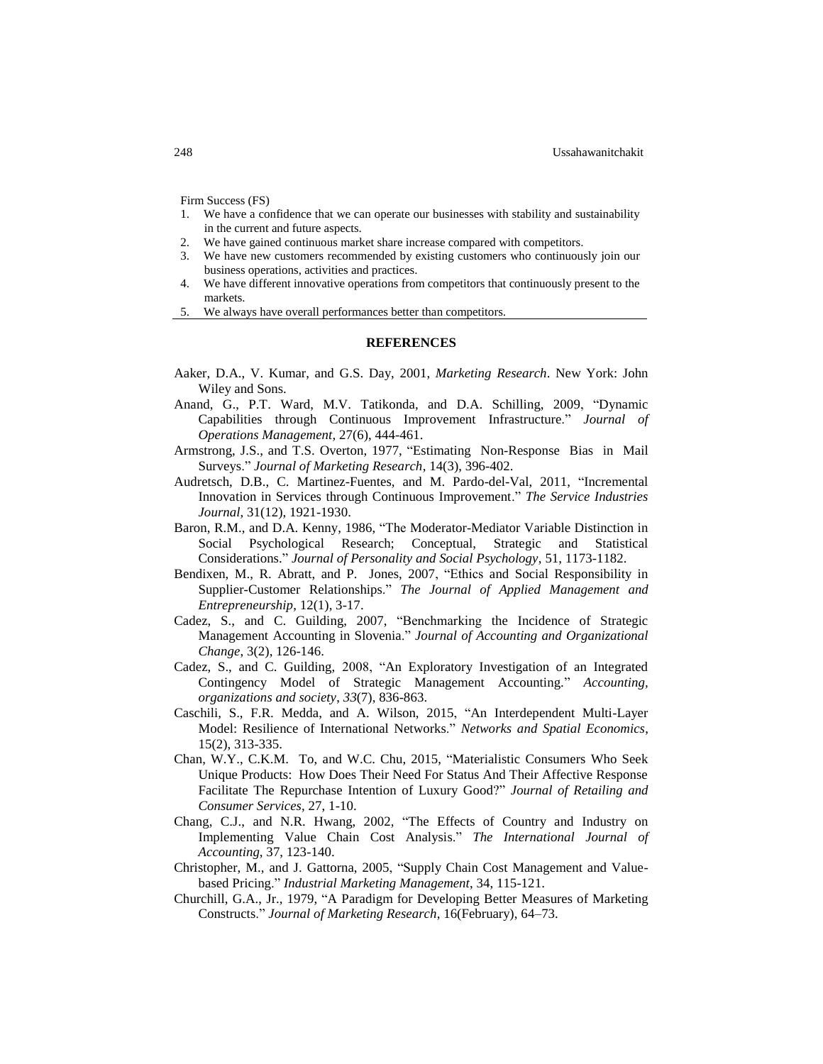Firm Success (FS)

1. We have a confidence that we can operate our businesses with stability and sustainability in the current and future aspects.
2. We have gained continuous market share increase compared with competitors.
3. We have new customers recommended by existing customers who continuously join our business operations, activities and practices.
4. We have different innovative operations from competitors that continuously present to the markets.
5. We always have overall performances better than competitors.

## REFERENCES

Aaker, D.A., V. Kumar, and G.S. Day, 2001, *Marketing Research*. New York: John Wiley and Sons.

Anand, G., P.T. Ward, M.V. Tatikonda, and D.A. Schilling, 2009, "Dynamic Capabilities through Continuous Improvement Infrastructure." *Journal of Operations Management*, 27(6), 444-461.

Armstrong, J.S., and T.S. Overton, 1977, "Estimating Non-Response Bias in Mail Surveys." *Journal of Marketing Research*, 14(3), 396-402.

Audretsch, D.B., C. Martinez-Fuentes, and M. Pardo-del-Val, 2011, "Incremental Innovation in Services through Continuous Improvement." *The Service Industries Journal*, 31(12), 1921-1930.

Baron, R.M., and D.A. Kenny, 1986, "The Moderator-Mediator Variable Distinction in Social Psychological Research; Conceptual, Strategic and Statistical Considerations." *Journal of Personality and Social Psychology*, 51, 1173-1182.

Bendixen, M., R. Abratt, and P. Jones, 2007, "Ethics and Social Responsibility in Supplier-Customer Relationships." *The Journal of Applied Management and Entrepreneurship*, 12(1), 3-17.

Cadez, S., and C. Guilding, 2007, "Benchmarking the Incidence of Strategic Management Accounting in Slovenia." *Journal of Accounting and Organizational Change*, 3(2), 126-146.

Cadez, S., and C. Guilding, 2008, "An Exploratory Investigation of an Integrated Contingency Model of Strategic Management Accounting." *Accounting, organizations and society*, *33*(7), 836-863.

Caschili, S., F.R. Medda, and A. Wilson, 2015, "An Interdependent Multi-Layer Model: Resilience of International Networks." *Networks and Spatial Economics*, 15(2), 313-335.

Chan, W.Y., C.K.M. To, and W.C. Chu, 2015, "Materialistic Consumers Who Seek Unique Products: How Does Their Need For Status And Their Affective Response Facilitate The Repurchase Intention of Luxury Good?" *Journal of Retailing and Consumer Services*, 27, 1-10.

Chang, C.J., and N.R. Hwang, 2002, "The Effects of Country and Industry on Implementing Value Chain Cost Analysis." *The International Journal of Accounting*, 37, 123-140.

Christopher, M., and J. Gattorna, 2005, "Supply Chain Cost Management and Value-based Pricing." *Industrial Marketing Management*, 34, 115-121.

Churchill, G.A., Jr., 1979, "A Paradigm for Developing Better Measures of Marketing Constructs." *Journal of Marketing Research*, 16(February), 64–73.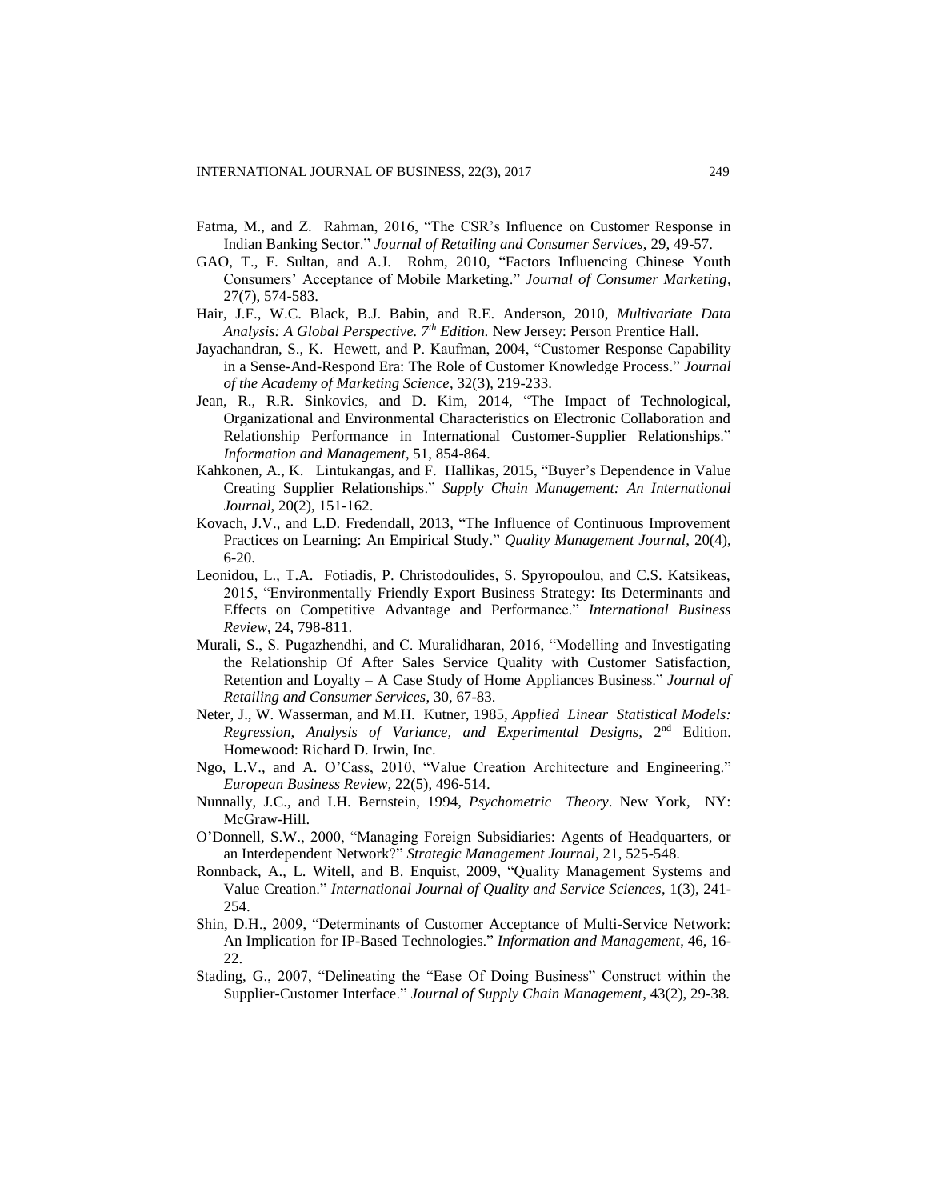Fatma, M., and Z. Rahman, 2016, "The CSR's Influence on Customer Response in Indian Banking Sector." *Journal of Retailing and Consumer Services*, 29, 49-57.

GAO, T., F. Sultan, and A.J. Rohm, 2010, "Factors Influencing Chinese Youth Consumers' Acceptance of Mobile Marketing." *Journal of Consumer Marketing*, 27(7), 574-583.

Hair, J.F., W.C. Black, B.J. Babin, and R.E. Anderson, 2010, *Multivariate Data Analysis: A Global Perspective. 7th Edition.* New Jersey: Person Prentice Hall.

Jayachandran, S., K. Hewett, and P. Kaufman, 2004, "Customer Response Capability in a Sense-And-Respond Era: The Role of Customer Knowledge Process." *Journal of the Academy of Marketing Science*, 32(3), 219-233.

Jean, R., R.R. Sinkovics, and D. Kim, 2014, "The Impact of Technological, Organizational and Environmental Characteristics on Electronic Collaboration and Relationship Performance in International Customer-Supplier Relationships." *Information and Management*, 51, 854-864.

Kahkonen, A., K. Lintukangas, and F. Hallikas, 2015, "Buyer's Dependence in Value Creating Supplier Relationships." *Supply Chain Management: An International Journal*, 20(2), 151-162.

Kovach, J.V., and L.D. Fredendall, 2013, "The Influence of Continuous Improvement Practices on Learning: An Empirical Study." *Quality Management Journal*, 20(4), 6-20.

Leonidou, L., T.A. Fotiadis, P. Christodoulides, S. Spyropoulou, and C.S. Katsikeas, 2015, "Environmentally Friendly Export Business Strategy: Its Determinants and Effects on Competitive Advantage and Performance." *International Business Review*, 24, 798-811.

Murali, S., S. Pugazhendhi, and C. Muralidharan, 2016, "Modelling and Investigating the Relationship Of After Sales Service Quality with Customer Satisfaction, Retention and Loyalty – A Case Study of Home Appliances Business." *Journal of Retailing and Consumer Services*, 30, 67-83.

Neter, J., W. Wasserman, and M.H. Kutner, 1985, *Applied Linear Statistical Models: Regression, Analysis of Variance, and Experimental Designs*, 2nd Edition. Homewood: Richard D. Irwin, Inc.

Ngo, L.V., and A. O'Cass, 2010, "Value Creation Architecture and Engineering." *European Business Review*, 22(5), 496-514.

Nunnally, J.C., and I.H. Bernstein, 1994, *Psychometric Theory*. New York, NY: McGraw-Hill.

O'Donnell, S.W., 2000, "Managing Foreign Subsidiaries: Agents of Headquarters, or an Interdependent Network?" *Strategic Management Journal*, 21, 525-548.

Ronnback, A., L. Witell, and B. Enquist, 2009, "Quality Management Systems and Value Creation." *International Journal of Quality and Service Sciences*, 1(3), 241-254.

Shin, D.H., 2009, "Determinants of Customer Acceptance of Multi-Service Network: An Implication for IP-Based Technologies." *Information and Management*, 46, 16-22.

Stading, G., 2007, "Delineating the "Ease Of Doing Business" Construct within the Supplier-Customer Interface." *Journal of Supply Chain Management*, 43(2), 29-38.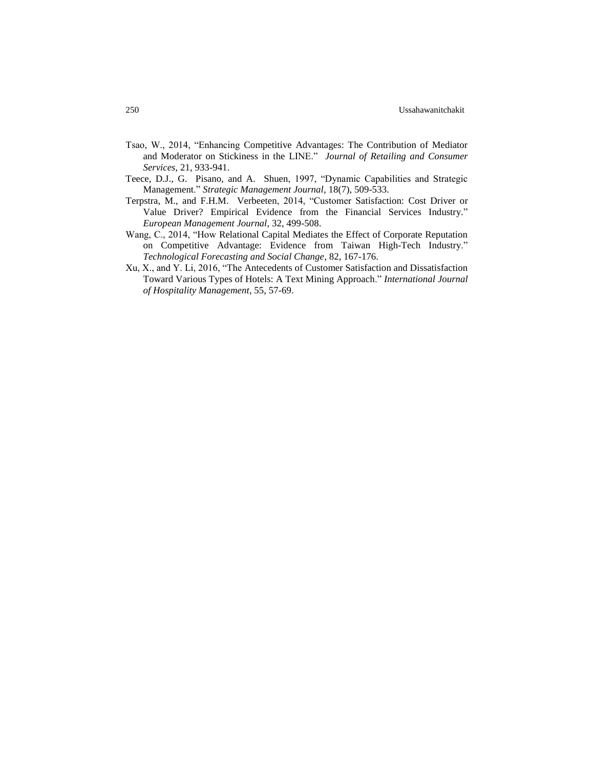Tsao, W., 2014, "Enhancing Competitive Advantages: The Contribution of Mediator and Moderator on Stickiness in the LINE." *Journal of Retailing and Consumer Services*, 21, 933-941.

Teece, D.J., G. Pisano, and A. Shuen, 1997, "Dynamic Capabilities and Strategic Management." *Strategic Management Journal*, 18(7), 509-533.

Terpstra, M., and F.H.M. Verbeeten, 2014, "Customer Satisfaction: Cost Driver or Value Driver? Empirical Evidence from the Financial Services Industry." *European Management Journal*, 32, 499-508.

Wang, C., 2014, "How Relational Capital Mediates the Effect of Corporate Reputation on Competitive Advantage: Evidence from Taiwan High-Tech Industry." *Technological Forecasting and Social Change*, 82, 167-176.

Xu, X., and Y. Li, 2016, "The Antecedents of Customer Satisfaction and Dissatisfaction Toward Various Types of Hotels: A Text Mining Approach." *International Journal of Hospitality Management*, 55, 57-69.